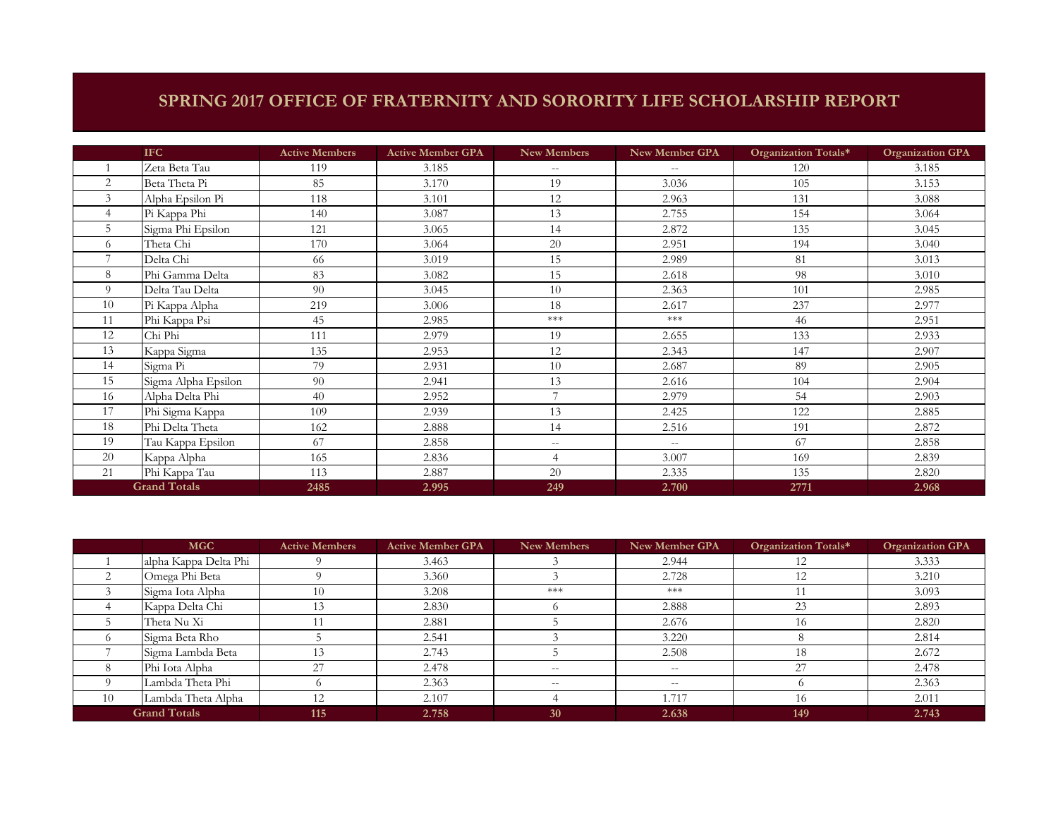# SPRING 2017 OFFICE OF FRATERNITY AND SORORITY LIFE SCHOLARSHIP REPORT

| | IFC | Active Members | Active Member GPA | New Members | New Member GPA | Organization Totals* | Organization GPA |
|---|---|---|---|---|---|---|---|
| 1 | Zeta Beta Tau | 119 | 3.185 | -- | -- | 120 | 3.185 |
| 2 | Beta Theta Pi | 85 | 3.170 | 19 | 3.036 | 105 | 3.153 |
| 3 | Alpha Epsilon Pi | 118 | 3.101 | 12 | 2.963 | 131 | 3.088 |
| 4 | Pi Kappa Phi | 140 | 3.087 | 13 | 2.755 | 154 | 3.064 |
| 5 | Sigma Phi Epsilon | 121 | 3.065 | 14 | 2.872 | 135 | 3.045 |
| 6 | Theta Chi | 170 | 3.064 | 20 | 2.951 | 194 | 3.040 |
| 7 | Delta Chi | 66 | 3.019 | 15 | 2.989 | 81 | 3.013 |
| 8 | Phi Gamma Delta | 83 | 3.082 | 15 | 2.618 | 98 | 3.010 |
| 9 | Delta Tau Delta | 90 | 3.045 | 10 | 2.363 | 101 | 2.985 |
| 10 | Pi Kappa Alpha | 219 | 3.006 | 18 | 2.617 | 237 | 2.977 |
| 11 | Phi Kappa Psi | 45 | 2.985 | *** | *** | 46 | 2.951 |
| 12 | Chi Phi | 111 | 2.979 | 19 | 2.655 | 133 | 2.933 |
| 13 | Kappa Sigma | 135 | 2.953 | 12 | 2.343 | 147 | 2.907 |
| 14 | Sigma Pi | 79 | 2.931 | 10 | 2.687 | 89 | 2.905 |
| 15 | Sigma Alpha Epsilon | 90 | 2.941 | 13 | 2.616 | 104 | 2.904 |
| 16 | Alpha Delta Phi | 40 | 2.952 | 7 | 2.979 | 54 | 2.903 |
| 17 | Phi Sigma Kappa | 109 | 2.939 | 13 | 2.425 | 122 | 2.885 |
| 18 | Phi Delta Theta | 162 | 2.888 | 14 | 2.516 | 191 | 2.872 |
| 19 | Tau Kappa Epsilon | 67 | 2.858 | -- | -- | 67 | 2.858 |
| 20 | Kappa Alpha | 165 | 2.836 | 4 | 3.007 | 169 | 2.839 |
| 21 | Phi Kappa Tau | 113 | 2.887 | 20 | 2.335 | 135 | 2.820 |
| | **Grand Totals** | **2485** | **2.995** | **249** | **2.700** | **2771** | **2.968** |

| | MGC | Active Members | Active Member GPA | New Members | New Member GPA | Organization Totals* | Organization GPA |
|---|---|---|---|---|---|---|---|
| 1 | alpha Kappa Delta Phi | 9 | 3.463 | 3 | 2.944 | 12 | 3.333 |
| 2 | Omega Phi Beta | 9 | 3.360 | 3 | 2.728 | 12 | 3.210 |
| 3 | Sigma Iota Alpha | 10 | 3.208 | *** | *** | 11 | 3.093 |
| 4 | Kappa Delta Chi | 13 | 2.830 | 6 | 2.888 | 23 | 2.893 |
| 5 | Theta Nu Xi | 11 | 2.881 | 5 | 2.676 | 16 | 2.820 |
| 6 | Sigma Beta Rho | 5 | 2.541 | 3 | 3.220 | 8 | 2.814 |
| 7 | Sigma Lambda Beta | 13 | 2.743 | 5 | 2.508 | 18 | 2.672 |
| 8 | Phi Iota Alpha | 27 | 2.478 | -- | -- | 27 | 2.478 |
| 9 | Lambda Theta Phi | 6 | 2.363 | -- | -- | 6 | 2.363 |
| 10 | Lambda Theta Alpha | 12 | 2.107 | 4 | 1.717 | 16 | 2.011 |
| | **Grand Totals** | **115** | **2.758** | **30** | **2.638** | **149** | **2.743** |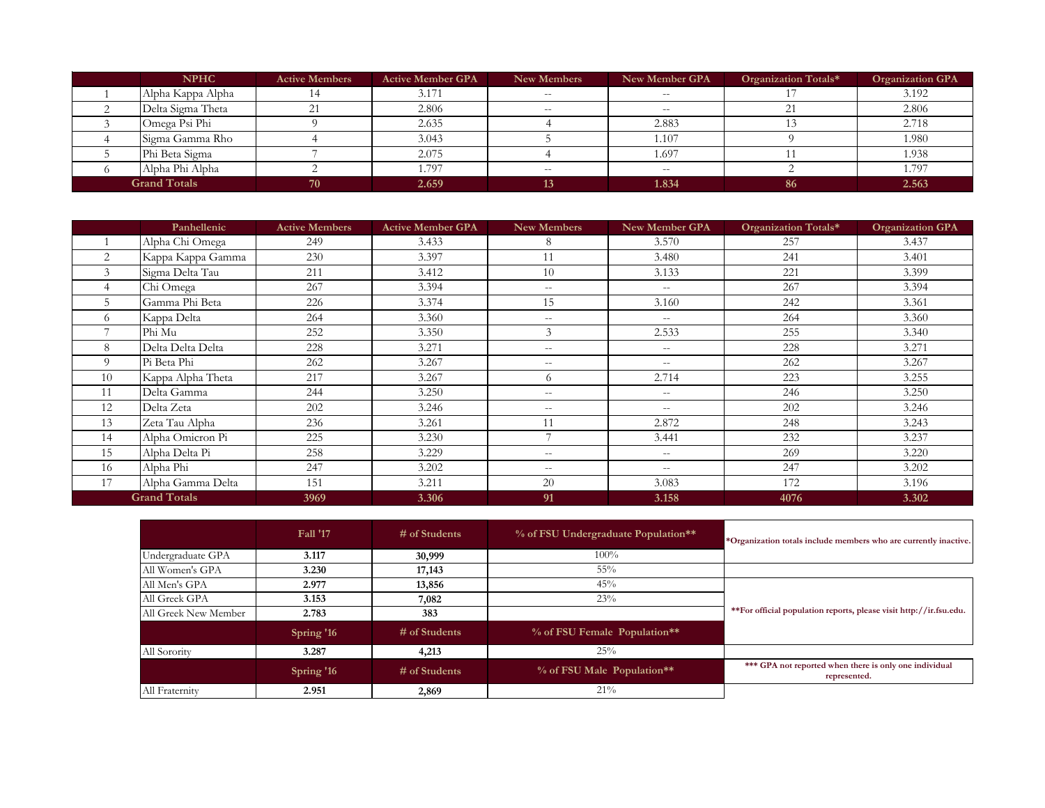| | NPHC | Active Members | Active Member GPA | New Members | New Member GPA | Organization Totals* | Organization GPA |
|---|---|---|---|---|---|---|---|
| 1 | Alpha Kappa Alpha | 14 | 3.171 | -- | -- | 17 | 3.192 |
| 2 | Delta Sigma Theta | 21 | 2.806 | -- | -- | 21 | 2.806 |
| 3 | Omega Psi Phi | 9 | 2.635 | 4 | 2.883 | 13 | 2.718 |
| 4 | Sigma Gamma Rho | 4 | 3.043 | 5 | 1.107 | 9 | 1.980 |
| 5 | Phi Beta Sigma | 7 | 2.075 | 4 | 1.697 | 11 | 1.938 |
| 6 | Alpha Phi Alpha | 2 | 1.797 | -- | -- | 2 | 1.797 |
| | **Grand Totals** | **70** | **2.659** | **13** | **1.834** | **86** | **2.563** |

| | Panhellenic | Active Members | Active Member GPA | New Members | New Member GPA | Organization Totals* | Organization GPA |
|---|---|---|---|---|---|---|---|
| 1 | Alpha Chi Omega | 249 | 3.433 | 8 | 3.570 | 257 | 3.437 |
| 2 | Kappa Kappa Gamma | 230 | 3.397 | 11 | 3.480 | 241 | 3.401 |
| 3 | Sigma Delta Tau | 211 | 3.412 | 10 | 3.133 | 221 | 3.399 |
| 4 | Chi Omega | 267 | 3.394 | -- | -- | 267 | 3.394 |
| 5 | Gamma Phi Beta | 226 | 3.374 | 15 | 3.160 | 242 | 3.361 |
| 6 | Kappa Delta | 264 | 3.360 | -- | -- | 264 | 3.360 |
| 7 | Phi Mu | 252 | 3.350 | 3 | 2.533 | 255 | 3.340 |
| 8 | Delta Delta Delta | 228 | 3.271 | -- | -- | 228 | 3.271 |
| 9 | Pi Beta Phi | 262 | 3.267 | -- | -- | 262 | 3.267 |
| 10 | Kappa Alpha Theta | 217 | 3.267 | 6 | 2.714 | 223 | 3.255 |
| 11 | Delta Gamma | 244 | 3.250 | -- | -- | 246 | 3.250 |
| 12 | Delta Zeta | 202 | 3.246 | -- | -- | 202 | 3.246 |
| 13 | Zeta Tau Alpha | 236 | 3.261 | 11 | 2.872 | 248 | 3.243 |
| 14 | Alpha Omicron Pi | 225 | 3.230 | 7 | 3.441 | 232 | 3.237 |
| 15 | Alpha Delta Pi | 258 | 3.229 | -- | -- | 269 | 3.220 |
| 16 | Alpha Phi | 247 | 3.202 | -- | -- | 247 | 3.202 |
| 17 | Alpha Gamma Delta | 151 | 3.211 | 20 | 3.083 | 172 | 3.196 |
| | **Grand Totals** | **3969** | **3.306** | **91** | **3.158** | **4076** | **3.302** |

| | Fall '17 | # of Students | % of FSU Undergraduate Population** |
|---|---|---|---|
| Undergraduate GPA | **3.117** | **30,999** | 100% |
| All Women's GPA | **3.230** | **17,143** | 55% |
| All Men's GPA | **2.977** | **13,856** | 45% |
| All Greek GPA | **3.153** | **7,082** | 23% |
| All Greek New Member | **2.783** | **383** | |
| | **Spring '16** | **# of Students** | **% of FSU Female Population**** |
| All Sorority | **3.287** | **4,213** | 25% |
| | **Spring '16** | **# of Students** | **% of FSU Male Population**** |
| All Fraternity | **2.951** | **2,869** | 21% |

***Organization totals include members who are currently inactive.**

****For official population reports, please visit http://ir.fsu.edu.**

***** GPA not reported when there is only one individual represented.**